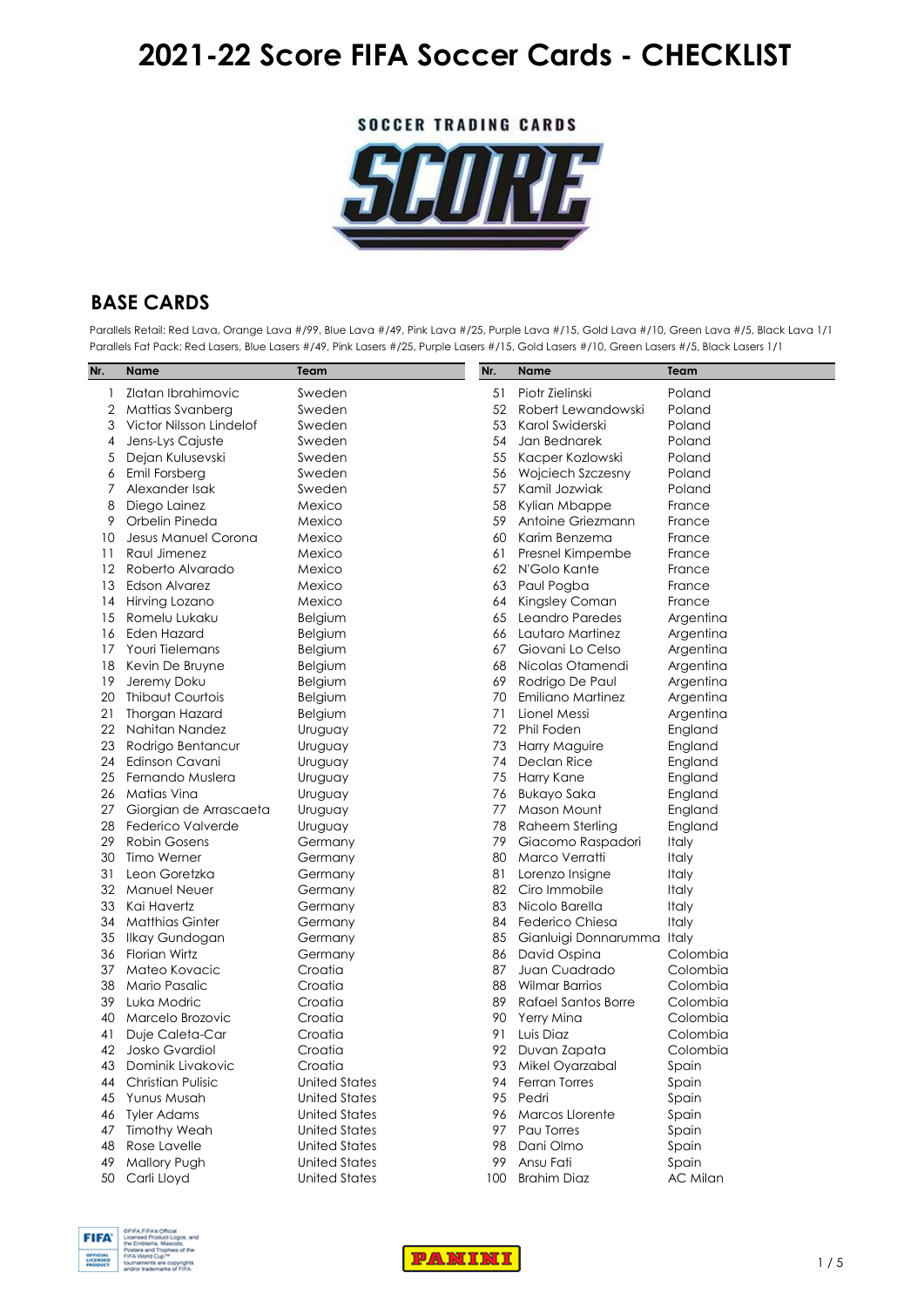# 2021-22 Score FIFA Soccer Cards - CHECKLIST

SOCCER TRADING CARDS

SCORE

## BASE CARDS

Parallels Retail: Red Lava, Orange Lava #/99, Blue Lava #/49, Pink Lava #/25, Purple Lava #/15, Gold Lava #/10, Green Lava #/5, Black Lava 1/1
Parallels Fat Pack: Red Lasers, Blue Lasers #/49, Pink Lasers #/25, Purple Lasers #/15, Gold Lasers #/10, Green Lasers #/5, Black Lasers 1/1

| Nr. | Name | Team |
|---|---|---|
| 1 | Zlatan Ibrahimovic | Sweden |
| 2 | Mattias Svanberg | Sweden |
| 3 | Victor Nilsson Lindelof | Sweden |
| 4 | Jens-Lys Cajuste | Sweden |
| 5 | Dejan Kulusevski | Sweden |
| 6 | Emil Forsberg | Sweden |
| 7 | Alexander Isak | Sweden |
| 8 | Diego Lainez | Mexico |
| 9 | Orbelin Pineda | Mexico |
| 10 | Jesus Manuel Corona | Mexico |
| 11 | Raul Jimenez | Mexico |
| 12 | Roberto Alvarado | Mexico |
| 13 | Edson Alvarez | Mexico |
| 14 | Hirving Lozano | Mexico |
| 15 | Romelu Lukaku | Belgium |
| 16 | Eden Hazard | Belgium |
| 17 | Youri Tielemans | Belgium |
| 18 | Kevin De Bruyne | Belgium |
| 19 | Jeremy Doku | Belgium |
| 20 | Thibaut Courtois | Belgium |
| 21 | Thorgan Hazard | Belgium |
| 22 | Nahitan Nandez | Uruguay |
| 23 | Rodrigo Bentancur | Uruguay |
| 24 | Edinson Cavani | Uruguay |
| 25 | Fernando Muslera | Uruguay |
| 26 | Matias Vina | Uruguay |
| 27 | Giorgian de Arrascaeta | Uruguay |
| 28 | Federico Valverde | Uruguay |
| 29 | Robin Gosens | Germany |
| 30 | Timo Werner | Germany |
| 31 | Leon Goretzka | Germany |
| 32 | Manuel Neuer | Germany |
| 33 | Kai Havertz | Germany |
| 34 | Matthias Ginter | Germany |
| 35 | Ilkay Gundogan | Germany |
| 36 | Florian Wirtz | Germany |
| 37 | Mateo Kovacic | Croatia |
| 38 | Mario Pasalic | Croatia |
| 39 | Luka Modric | Croatia |
| 40 | Marcelo Brozovic | Croatia |
| 41 | Duje Caleta-Car | Croatia |
| 42 | Josko Gvardiol | Croatia |
| 43 | Dominik Livakovic | Croatia |
| 44 | Christian Pulisic | United States |
| 45 | Yunus Musah | United States |
| 46 | Tyler Adams | United States |
| 47 | Timothy Weah | United States |
| 48 | Rose Lavelle | United States |
| 49 | Mallory Pugh | United States |
| 50 | Carli Lloyd | United States |
| 51 | Piotr Zielinski | Poland |
| 52 | Robert Lewandowski | Poland |
| 53 | Karol Swiderski | Poland |
| 54 | Jan Bednarek | Poland |
| 55 | Kacper Kozlowski | Poland |
| 56 | Wojciech Szczesny | Poland |
| 57 | Kamil Jozwiak | Poland |
| 58 | Kylian Mbappe | France |
| 59 | Antoine Griezmann | France |
| 60 | Karim Benzema | France |
| 61 | Presnel Kimpembe | France |
| 62 | N'Golo Kante | France |
| 63 | Paul Pogba | France |
| 64 | Kingsley Coman | France |
| 65 | Leandro Paredes | Argentina |
| 66 | Lautaro Martinez | Argentina |
| 67 | Giovani Lo Celso | Argentina |
| 68 | Nicolas Otamendi | Argentina |
| 69 | Rodrigo De Paul | Argentina |
| 70 | Emiliano Martinez | Argentina |
| 71 | Lionel Messi | Argentina |
| 72 | Phil Foden | England |
| 73 | Harry Maguire | England |
| 74 | Declan Rice | England |
| 75 | Harry Kane | England |
| 76 | Bukayo Saka | England |
| 77 | Mason Mount | England |
| 78 | Raheem Sterling | England |
| 79 | Giacomo Raspadori | Italy |
| 80 | Marco Verratti | Italy |
| 81 | Lorenzo Insigne | Italy |
| 82 | Ciro Immobile | Italy |
| 83 | Nicolo Barella | Italy |
| 84 | Federico Chiesa | Italy |
| 85 | Gianluigi Donnarumma | Italy |
| 86 | David Ospina | Colombia |
| 87 | Juan Cuadrado | Colombia |
| 88 | Wilmar Barrios | Colombia |
| 89 | Rafael Santos Borre | Colombia |
| 90 | Yerry Mina | Colombia |
| 91 | Luis Diaz | Colombia |
| 92 | Duvan Zapata | Colombia |
| 93 | Mikel Oyarzabal | Spain |
| 94 | Ferran Torres | Spain |
| 95 | Pedri | Spain |
| 96 | Marcos Llorente | Spain |
| 97 | Pau Torres | Spain |
| 98 | Dani Olmo | Spain |
| 99 | Ansu Fati | Spain |
| 100 | Brahim Diaz | AC Milan |

©FIFA,FIFA's Official Licensed Product Logos, and the Emblems, Mascots, Posters and Trophies of the FIFA World Cup™ tournaments are copyrights and/or trademarks of FIFA.

PANINI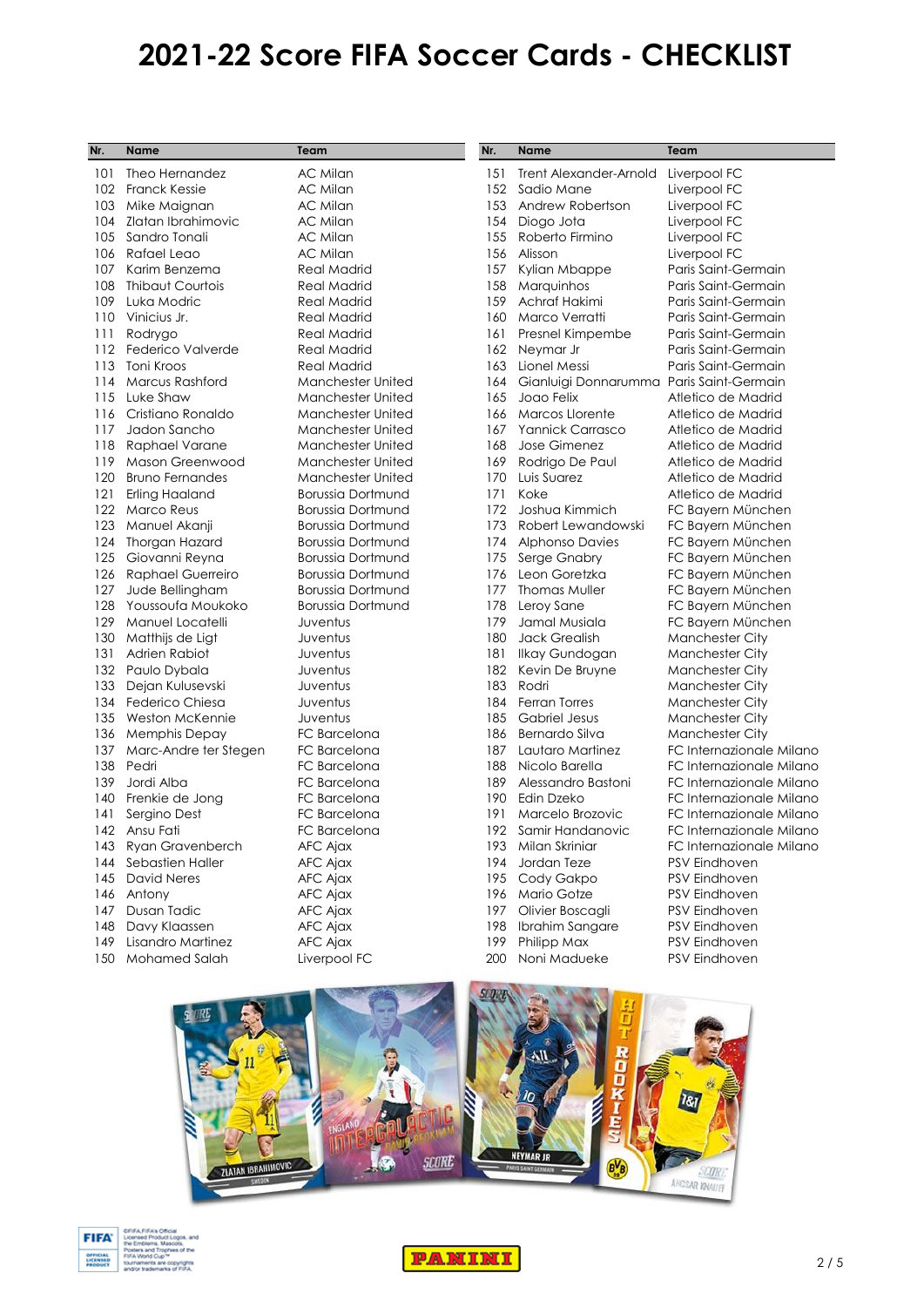# 2021-22 Score FIFA Soccer Cards - CHECKLIST

| Nr. | Name | Team |
|---|---|---|
| 101 | Theo Hernandez | AC Milan |
| 102 | Franck Kessie | AC Milan |
| 103 | Mike Maignan | AC Milan |
| 104 | Zlatan Ibrahimovic | AC Milan |
| 105 | Sandro Tonali | AC Milan |
| 106 | Rafael Leao | AC Milan |
| 107 | Karim Benzema | Real Madrid |
| 108 | Thibaut Courtois | Real Madrid |
| 109 | Luka Modric | Real Madrid |
| 110 | Vinicius Jr. | Real Madrid |
| 111 | Rodrygo | Real Madrid |
| 112 | Federico Valverde | Real Madrid |
| 113 | Toni Kroos | Real Madrid |
| 114 | Marcus Rashford | Manchester United |
| 115 | Luke Shaw | Manchester United |
| 116 | Cristiano Ronaldo | Manchester United |
| 117 | Jadon Sancho | Manchester United |
| 118 | Raphael Varane | Manchester United |
| 119 | Mason Greenwood | Manchester United |
| 120 | Bruno Fernandes | Manchester United |
| 121 | Erling Haaland | Borussia Dortmund |
| 122 | Marco Reus | Borussia Dortmund |
| 123 | Manuel Akanji | Borussia Dortmund |
| 124 | Thorgan Hazard | Borussia Dortmund |
| 125 | Giovanni Reyna | Borussia Dortmund |
| 126 | Raphael Guerreiro | Borussia Dortmund |
| 127 | Jude Bellingham | Borussia Dortmund |
| 128 | Youssoufa Moukoko | Borussia Dortmund |
| 129 | Manuel Locatelli | Juventus |
| 130 | Matthijs de Ligt | Juventus |
| 131 | Adrien Rabiot | Juventus |
| 132 | Paulo Dybala | Juventus |
| 133 | Dejan Kulusevski | Juventus |
| 134 | Federico Chiesa | Juventus |
| 135 | Weston McKennie | Juventus |
| 136 | Memphis Depay | FC Barcelona |
| 137 | Marc-Andre ter Stegen | FC Barcelona |
| 138 | Pedri | FC Barcelona |
| 139 | Jordi Alba | FC Barcelona |
| 140 | Frenkie de Jong | FC Barcelona |
| 141 | Sergino Dest | FC Barcelona |
| 142 | Ansu Fati | FC Barcelona |
| 143 | Ryan Gravenberch | AFC Ajax |
| 144 | Sebastien Haller | AFC Ajax |
| 145 | David Neres | AFC Ajax |
| 146 | Antony | AFC Ajax |
| 147 | Dusan Tadic | AFC Ajax |
| 148 | Davy Klaassen | AFC Ajax |
| 149 | Lisandro Martinez | AFC Ajax |
| 150 | Mohamed Salah | Liverpool FC |
| 151 | Trent Alexander-Arnold | Liverpool FC |
| 152 | Sadio Mane | Liverpool FC |
| 153 | Andrew Robertson | Liverpool FC |
| 154 | Diogo Jota | Liverpool FC |
| 155 | Roberto Firmino | Liverpool FC |
| 156 | Alisson | Liverpool FC |
| 157 | Kylian Mbappe | Paris Saint-Germain |
| 158 | Marquinhos | Paris Saint-Germain |
| 159 | Achraf Hakimi | Paris Saint-Germain |
| 160 | Marco Verratti | Paris Saint-Germain |
| 161 | Presnel Kimpembe | Paris Saint-Germain |
| 162 | Neymar Jr | Paris Saint-Germain |
| 163 | Lionel Messi | Paris Saint-Germain |
| 164 | Gianluigi Donnarumma | Paris Saint-Germain |
| 165 | Joao Felix | Atletico de Madrid |
| 166 | Marcos Llorente | Atletico de Madrid |
| 167 | Yannick Carrasco | Atletico de Madrid |
| 168 | Jose Gimenez | Atletico de Madrid |
| 169 | Rodrigo De Paul | Atletico de Madrid |
| 170 | Luis Suarez | Atletico de Madrid |
| 171 | Koke | Atletico de Madrid |
| 172 | Joshua Kimmich | FC Bayern München |
| 173 | Robert Lewandowski | FC Bayern München |
| 174 | Alphonso Davies | FC Bayern München |
| 175 | Serge Gnabry | FC Bayern München |
| 176 | Leon Goretzka | FC Bayern München |
| 177 | Thomas Muller | FC Bayern München |
| 178 | Leroy Sane | FC Bayern München |
| 179 | Jamal Musiala | FC Bayern München |
| 180 | Jack Grealish | Manchester City |
| 181 | Ilkay Gundogan | Manchester City |
| 182 | Kevin De Bruyne | Manchester City |
| 183 | Rodri | Manchester City |
| 184 | Ferran Torres | Manchester City |
| 185 | Gabriel Jesus | Manchester City |
| 186 | Bernardo Silva | Manchester City |
| 187 | Lautaro Martinez | FC Internazionale Milano |
| 188 | Nicolo Barella | FC Internazionale Milano |
| 189 | Alessandro Bastoni | FC Internazionale Milano |
| 190 | Edin Dzeko | FC Internazionale Milano |
| 191 | Marcelo Brozovic | FC Internazionale Milano |
| 192 | Samir Handanovic | FC Internazionale Milano |
| 193 | Milan Skriniar | FC Internazionale Milano |
| 194 | Jordan Teze | PSV Eindhoven |
| 195 | Cody Gakpo | PSV Eindhoven |
| 196 | Mario Gotze | PSV Eindhoven |
| 197 | Olivier Boscagli | PSV Eindhoven |
| 198 | Ibrahim Sangare | PSV Eindhoven |
| 199 | Philipp Max | PSV Eindhoven |
| 200 | Noni Madueke | PSV Eindhoven |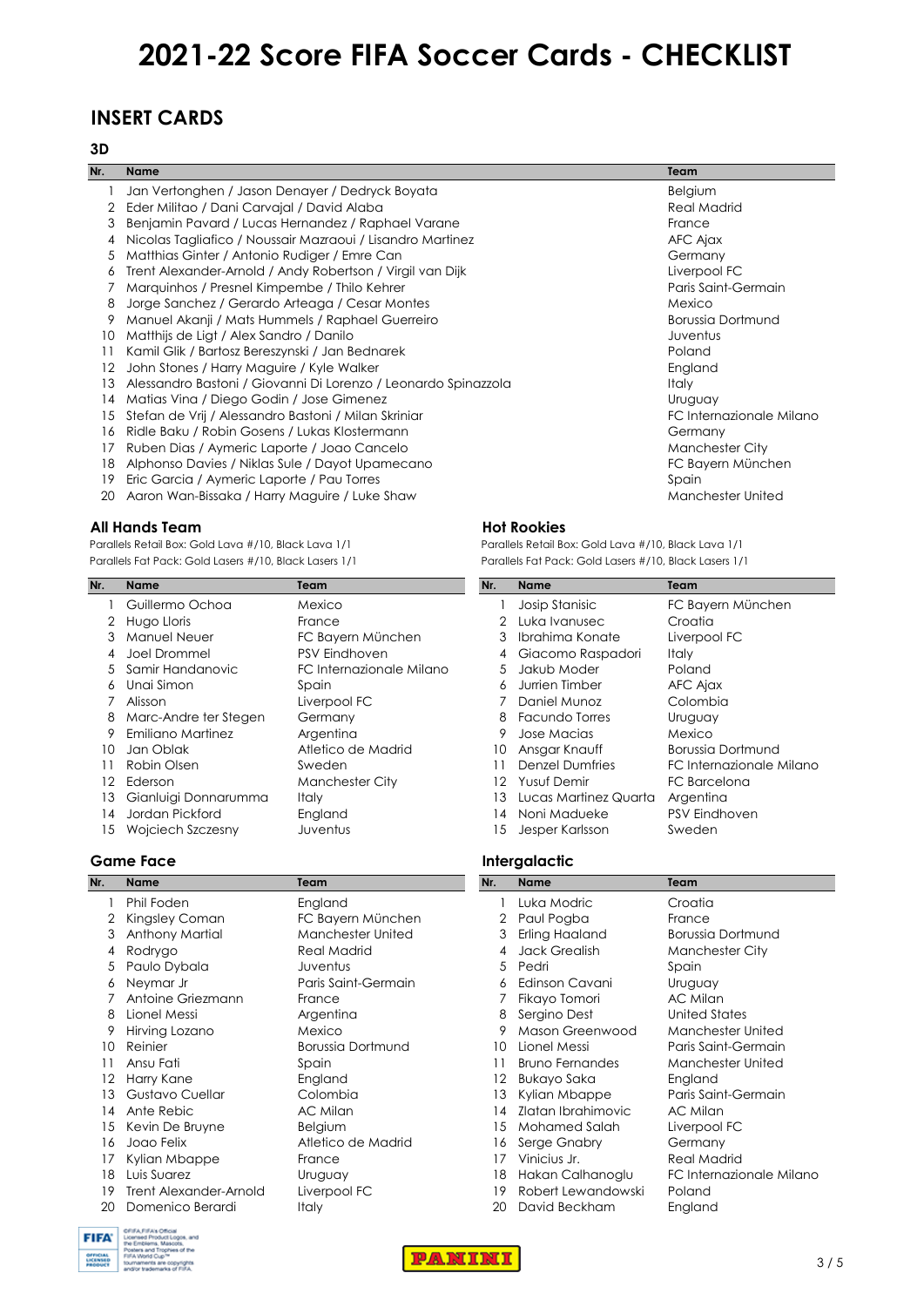# 2021-22 Score FIFA Soccer Cards - CHECKLIST

## INSERT CARDS

### 3D

| Nr. | Name | Team |
|---|---|---|
| 1 | Jan Vertonghen / Jason Denayer / Dedryck Boyata | Belgium |
| 2 | Eder Militao / Dani Carvajal / David Alaba | Real Madrid |
| 3 | Benjamin Pavard / Lucas Hernandez / Raphael Varane | France |
| 4 | Nicolas Tagliafico / Noussair Mazraoui / Lisandro Martinez | AFC Ajax |
| 5 | Matthias Ginter / Antonio Rudiger / Emre Can | Germany |
| 6 | Trent Alexander-Arnold / Andy Robertson / Virgil van Dijk | Liverpool FC |
| 7 | Marquinhos / Presnel Kimpembe / Thilo Kehrer | Paris Saint-Germain |
| 8 | Jorge Sanchez / Gerardo Arteaga / Cesar Montes | Mexico |
| 9 | Manuel Akanji / Mats Hummels / Raphael Guerreiro | Borussia Dortmund |
| 10 | Matthijs de Ligt / Alex Sandro / Danilo | Juventus |
| 11 | Kamil Glik / Bartosz Bereszynski / Jan Bednarek | Poland |
| 12 | John Stones / Harry Maguire / Kyle Walker | England |
| 13 | Alessandro Bastoni / Giovanni Di Lorenzo / Leonardo Spinazzola | Italy |
| 14 | Matias Vina / Diego Godin / Jose Gimenez | Uruguay |
| 15 | Stefan de Vrij / Alessandro Bastoni / Milan Skriniar | FC Internazionale Milano |
| 16 | Ridle Baku / Robin Gosens / Lukas Klostermann | Germany |
| 17 | Ruben Dias / Aymeric Laporte / Joao Cancelo | Manchester City |
| 18 | Alphonso Davies / Niklas Sule / Dayot Upamecano | FC Bayern München |
| 19 | Eric Garcia / Aymeric Laporte / Pau Torres | Spain |
| 20 | Aaron Wan-Bissaka / Harry Maguire / Luke Shaw | Manchester United |

### All Hands Team

Parallels Retail Box: Gold Lava #/10, Black Lava 1/1
Parallels Fat Pack: Gold Lasers #/10, Black Lasers 1/1

| Nr. | Name | Team |
|---|---|---|
| 1 | Guillermo Ochoa | Mexico |
| 2 | Hugo Lloris | France |
| 3 | Manuel Neuer | FC Bayern München |
| 4 | Joel Drommel | PSV Eindhoven |
| 5 | Samir Handanovic | FC Internazionale Milano |
| 6 | Unai Simon | Spain |
| 7 | Alisson | Liverpool FC |
| 8 | Marc-Andre ter Stegen | Germany |
| 9 | Emiliano Martinez | Argentina |
| 10 | Jan Oblak | Atletico de Madrid |
| 11 | Robin Olsen | Sweden |
| 12 | Ederson | Manchester City |
| 13 | Gianluigi Donnarumma | Italy |
| 14 | Jordan Pickford | England |
| 15 | Wojciech Szczesny | Juventus |

### Hot Rookies

Parallels Retail Box: Gold Lava #/10, Black Lava 1/1
Parallels Fat Pack: Gold Lasers #/10, Black Lasers 1/1

| Nr. | Name | Team |
|---|---|---|
| 1 | Josip Stanisic | FC Bayern München |
| 2 | Luka Ivanusec | Croatia |
| 3 | Ibrahima Konate | Liverpool FC |
| 4 | Giacomo Raspadori | Italy |
| 5 | Jakub Moder | Poland |
| 6 | Jurrien Timber | AFC Ajax |
| 7 | Daniel Munoz | Colombia |
| 8 | Facundo Torres | Uruguay |
| 9 | Jose Macias | Mexico |
| 10 | Ansgar Knauff | Borussia Dortmund |
| 11 | Denzel Dumfries | FC Internazionale Milano |
| 12 | Yusuf Demir | FC Barcelona |
| 13 | Lucas Martinez Quarta | Argentina |
| 14 | Noni Madueke | PSV Eindhoven |
| 15 | Jesper Karlsson | Sweden |

### Game Face

| Nr. | Name | Team |
|---|---|---|
| 1 | Phil Foden | England |
| 2 | Kingsley Coman | FC Bayern München |
| 3 | Anthony Martial | Manchester United |
| 4 | Rodrygo | Real Madrid |
| 5 | Paulo Dybala | Juventus |
| 6 | Neymar Jr | Paris Saint-Germain |
| 7 | Antoine Griezmann | France |
| 8 | Lionel Messi | Argentina |
| 9 | Hirving Lozano | Mexico |
| 10 | Reinier | Borussia Dortmund |
| 11 | Ansu Fati | Spain |
| 12 | Harry Kane | England |
| 13 | Gustavo Cuellar | Colombia |
| 14 | Ante Rebic | AC Milan |
| 15 | Kevin De Bruyne | Belgium |
| 16 | Joao Felix | Atletico de Madrid |
| 17 | Kylian Mbappe | France |
| 18 | Luis Suarez | Uruguay |
| 19 | Trent Alexander-Arnold | Liverpool FC |
| 20 | Domenico Berardi | Italy |

### Intergalactic

| Nr. | Name | Team |
|---|---|---|
| 1 | Luka Modric | Croatia |
| 2 | Paul Pogba | France |
| 3 | Erling Haaland | Borussia Dortmund |
| 4 | Jack Grealish | Manchester City |
| 5 | Pedri | Spain |
| 6 | Edinson Cavani | Uruguay |
| 7 | Fikayo Tomori | AC Milan |
| 8 | Sergino Dest | United States |
| 9 | Mason Greenwood | Manchester United |
| 10 | Lionel Messi | Paris Saint-Germain |
| 11 | Bruno Fernandes | Manchester United |
| 12 | Bukayo Saka | England |
| 13 | Kylian Mbappe | Paris Saint-Germain |
| 14 | Zlatan Ibrahimovic | AC Milan |
| 15 | Mohamed Salah | Liverpool FC |
| 16 | Serge Gnabry | Germany |
| 17 | Vinicius Jr. | Real Madrid |
| 18 | Hakan Calhanoglu | FC Internazionale Milano |
| 19 | Robert Lewandowski | Poland |
| 20 | David Beckham | England |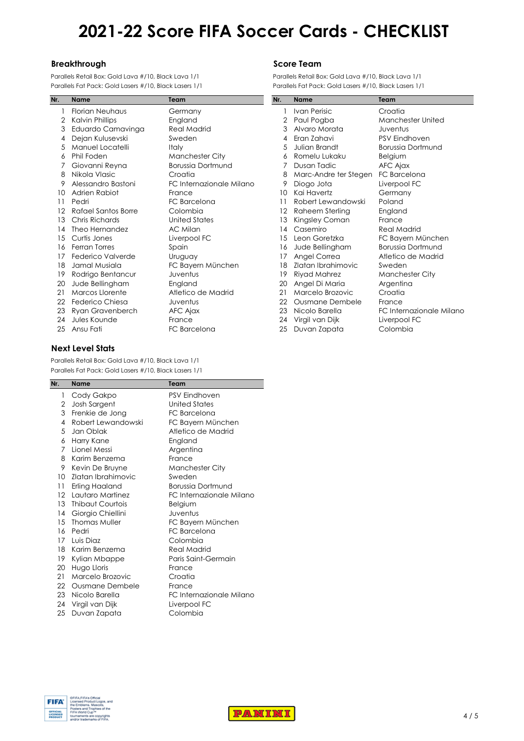# 2021-22 Score FIFA Soccer Cards - CHECKLIST

## Breakthrough

Parallels Retail Box: Gold Lava #/10, Black Lava 1/1
Parallels Fat Pack: Gold Lasers #/10, Black Lasers 1/1

| Nr. | Name | Team |
|---|---|---|
| 1 | Florian Neuhaus | Germany |
| 2 | Kalvin Phillips | England |
| 3 | Eduardo Camavinga | Real Madrid |
| 4 | Dejan Kulusevski | Sweden |
| 5 | Manuel Locatelli | Italy |
| 6 | Phil Foden | Manchester City |
| 7 | Giovanni Reyna | Borussia Dortmund |
| 8 | Nikola Vlasic | Croatia |
| 9 | Alessandro Bastoni | FC Internazionale Milano |
| 10 | Adrien Rabiot | France |
| 11 | Pedri | FC Barcelona |
| 12 | Rafael Santos Borre | Colombia |
| 13 | Chris Richards | United States |
| 14 | Theo Hernandez | AC Milan |
| 15 | Curtis Jones | Liverpool FC |
| 16 | Ferran Torres | Spain |
| 17 | Federico Valverde | Uruguay |
| 18 | Jamal Musiala | FC Bayern München |
| 19 | Rodrigo Bentancur | Juventus |
| 20 | Jude Bellingham | England |
| 21 | Marcos Llorente | Atletico de Madrid |
| 22 | Federico Chiesa | Juventus |
| 23 | Ryan Gravenberch | AFC Ajax |
| 24 | Jules Kounde | France |
| 25 | Ansu Fati | FC Barcelona |

## Next Level Stats

Parallels Retail Box: Gold Lava #/10, Black Lava 1/1
Parallels Fat Pack: Gold Lasers #/10, Black Lasers 1/1

| Nr. | Name | Team |
|---|---|---|
| 1 | Cody Gakpo | PSV Eindhoven |
| 2 | Josh Sargent | United States |
| 3 | Frenkie de Jong | FC Barcelona |
| 4 | Robert Lewandowski | FC Bayern München |
| 5 | Jan Oblak | Atletico de Madrid |
| 6 | Harry Kane | England |
| 7 | Lionel Messi | Argentina |
| 8 | Karim Benzema | France |
| 9 | Kevin De Bruyne | Manchester City |
| 10 | Zlatan Ibrahimovic | Sweden |
| 11 | Erling Haaland | Borussia Dortmund |
| 12 | Lautaro Martinez | FC Internazionale Milano |
| 13 | Thibaut Courtois | Belgium |
| 14 | Giorgio Chiellini | Juventus |
| 15 | Thomas Muller | FC Bayern München |
| 16 | Pedri | FC Barcelona |
| 17 | Luis Diaz | Colombia |
| 18 | Karim Benzema | Real Madrid |
| 19 | Kylian Mbappe | Paris Saint-Germain |
| 20 | Hugo Lloris | France |
| 21 | Marcelo Brozovic | Croatia |
| 22 | Ousmane Dembele | France |
| 23 | Nicolo Barella | FC Internazionale Milano |
| 24 | Virgil van Dijk | Liverpool FC |
| 25 | Duvan Zapata | Colombia |

## Score Team

Parallels Retail Box: Gold Lava #/10, Black Lava 1/1
Parallels Fat Pack: Gold Lasers #/10, Black Lasers 1/1

| Nr. | Name | Team |
|---|---|---|
| 1 | Ivan Perisic | Croatia |
| 2 | Paul Pogba | Manchester United |
| 3 | Alvaro Morata | Juventus |
| 4 | Eran Zahavi | PSV Eindhoven |
| 5 | Julian Brandt | Borussia Dortmund |
| 6 | Romelu Lukaku | Belgium |
| 7 | Dusan Tadic | AFC Ajax |
| 8 | Marc-Andre ter Stegen | FC Barcelona |
| 9 | Diogo Jota | Liverpool FC |
| 10 | Kai Havertz | Germany |
| 11 | Robert Lewandowski | Poland |
| 12 | Raheem Sterling | England |
| 13 | Kingsley Coman | France |
| 14 | Casemiro | Real Madrid |
| 15 | Leon Goretzka | FC Bayern München |
| 16 | Jude Bellingham | Borussia Dortmund |
| 17 | Angel Correa | Atletico de Madrid |
| 18 | Zlatan Ibrahimovic | Sweden |
| 19 | Riyad Mahrez | Manchester City |
| 20 | Angel Di Maria | Argentina |
| 21 | Marcelo Brozovic | Croatia |
| 22 | Ousmane Dembele | France |
| 23 | Nicolo Barella | FC Internazionale Milano |
| 24 | Virgil van Dijk | Liverpool FC |
| 25 | Duvan Zapata | Colombia |

©FIFA, FIFA's Official Licensed Product Logos, and the Emblems, Mascots, Posters and Trophies of the FIFA World Cup™ tournaments are copyrights and/or trademarks of FIFA.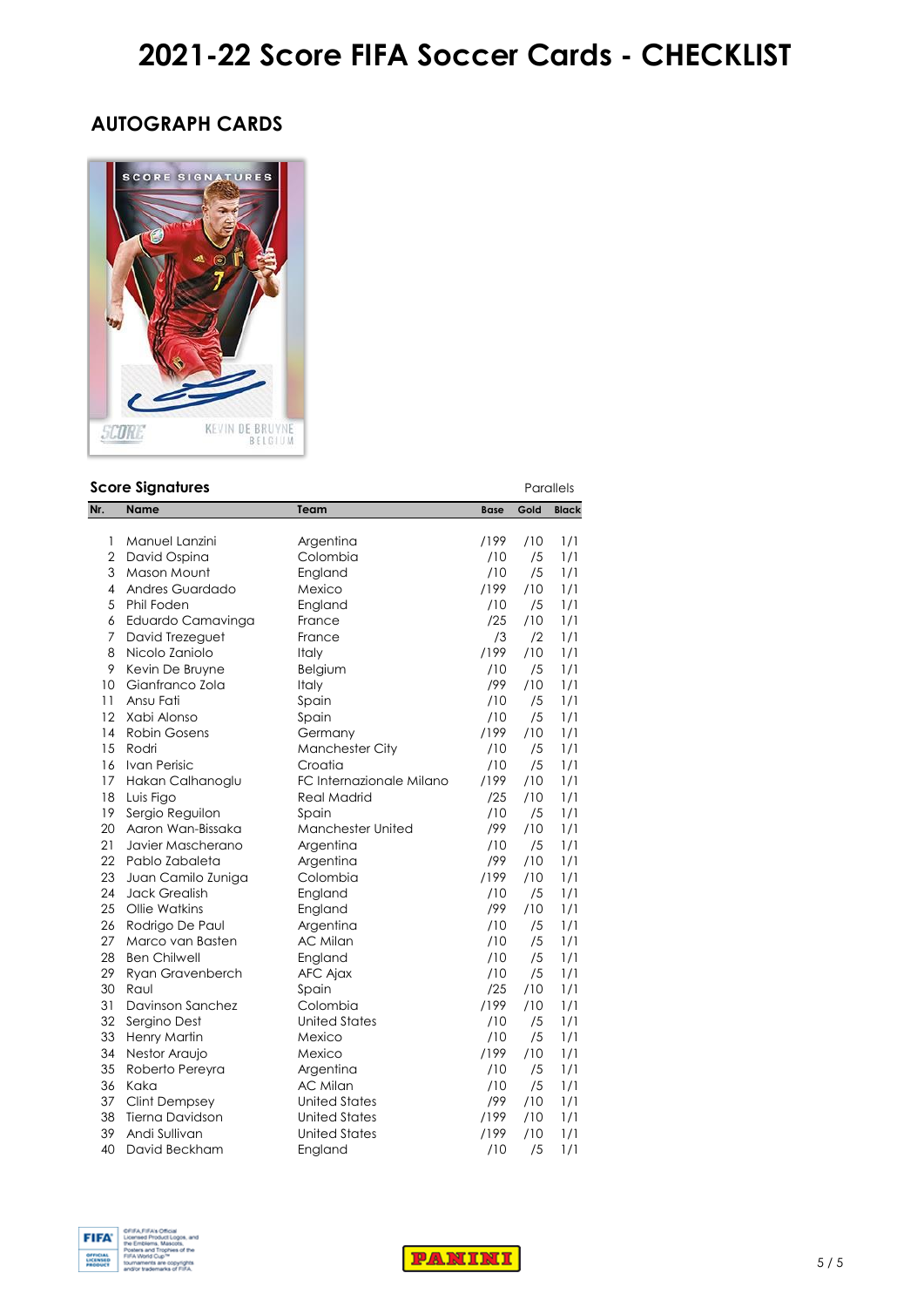# 2021-22 Score FIFA Soccer Cards - CHECKLIST

## AUTOGRAPH CARDS

### Score Signatures

| Nr. | Name | Team | Base | Gold | Black |
|---|---|---|---|---|---|
| | | | | Parallels | |
| 1 | Manuel Lanzini | Argentina | /199 | /10 | 1/1 |
| 2 | David Ospina | Colombia | /10 | /5 | 1/1 |
| 3 | Mason Mount | England | /10 | /5 | 1/1 |
| 4 | Andres Guardado | Mexico | /199 | /10 | 1/1 |
| 5 | Phil Foden | England | /10 | /5 | 1/1 |
| 6 | Eduardo Camavinga | France | /25 | /10 | 1/1 |
| 7 | David Trezeguet | France | /3 | /2 | 1/1 |
| 8 | Nicolo Zaniolo | Italy | /199 | /10 | 1/1 |
| 9 | Kevin De Bruyne | Belgium | /10 | /5 | 1/1 |
| 10 | Gianfranco Zola | Italy | /99 | /10 | 1/1 |
| 11 | Ansu Fati | Spain | /10 | /5 | 1/1 |
| 12 | Xabi Alonso | Spain | /10 | /5 | 1/1 |
| 14 | Robin Gosens | Germany | /199 | /10 | 1/1 |
| 15 | Rodri | Manchester City | /10 | /5 | 1/1 |
| 16 | Ivan Perisic | Croatia | /10 | /5 | 1/1 |
| 17 | Hakan Calhanoglu | FC Internazionale Milano | /199 | /10 | 1/1 |
| 18 | Luis Figo | Real Madrid | /25 | /10 | 1/1 |
| 19 | Sergio Reguilon | Spain | /10 | /5 | 1/1 |
| 20 | Aaron Wan-Bissaka | Manchester United | /99 | /10 | 1/1 |
| 21 | Javier Mascherano | Argentina | /10 | /5 | 1/1 |
| 22 | Pablo Zabaleta | Argentina | /99 | /10 | 1/1 |
| 23 | Juan Camilo Zuniga | Colombia | /199 | /10 | 1/1 |
| 24 | Jack Grealish | England | /10 | /5 | 1/1 |
| 25 | Ollie Watkins | England | /99 | /10 | 1/1 |
| 26 | Rodrigo De Paul | Argentina | /10 | /5 | 1/1 |
| 27 | Marco van Basten | AC Milan | /10 | /5 | 1/1 |
| 28 | Ben Chilwell | England | /10 | /5 | 1/1 |
| 29 | Ryan Gravenberch | AFC Ajax | /10 | /5 | 1/1 |
| 30 | Raul | Spain | /25 | /10 | 1/1 |
| 31 | Davinson Sanchez | Colombia | /199 | /10 | 1/1 |
| 32 | Sergino Dest | United States | /10 | /5 | 1/1 |
| 33 | Henry Martin | Mexico | /10 | /5 | 1/1 |
| 34 | Nestor Araujo | Mexico | /199 | /10 | 1/1 |
| 35 | Roberto Pereyra | Argentina | /10 | /5 | 1/1 |
| 36 | Kaka | AC Milan | /10 | /5 | 1/1 |
| 37 | Clint Dempsey | United States | /99 | /10 | 1/1 |
| 38 | Tierna Davidson | United States | /199 | /10 | 1/1 |
| 39 | Andi Sullivan | United States | /199 | /10 | 1/1 |
| 40 | David Beckham | England | /10 | /5 | 1/1 |